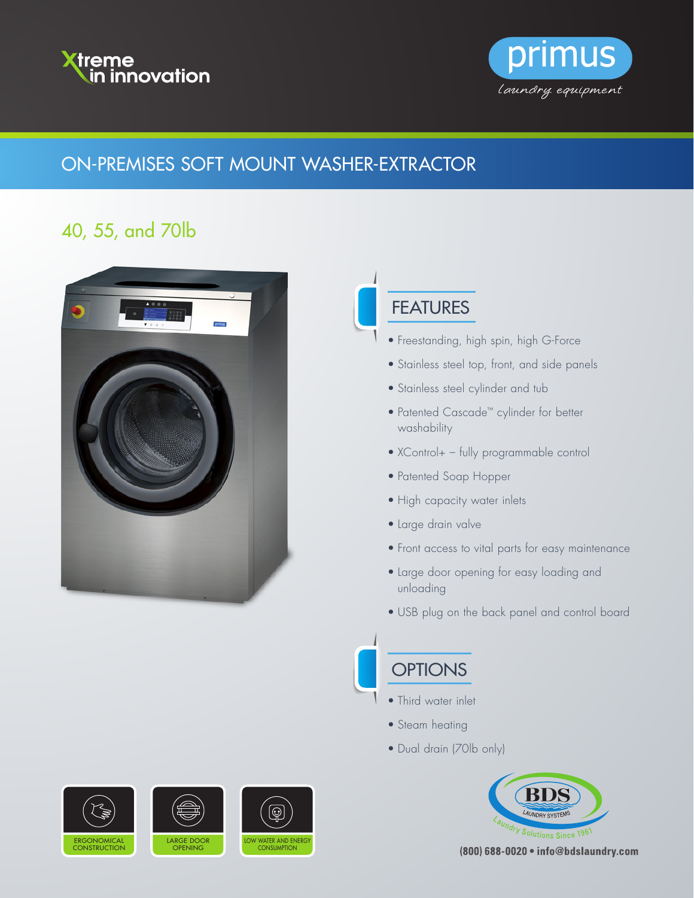Xtreme in innovation

primus
laundry equipment

# ON-PREMISES SOFT MOUNT WASHER-EXTRACTOR

## 40, 55, and 70lb

## FEATURES

- Freestanding, high spin, high G-Force
- Stainless steel top, front, and side panels
- Stainless steel cylinder and tub
- Patented Cascade™ cylinder for better washability
- XControl+ – fully programmable control
- Patented Soap Hopper
- High capacity water inlets
- Large drain valve
- Front access to vital parts for easy maintenance
- Large door opening for easy loading and unloading
- USB plug on the back panel and control board

## OPTIONS

- Third water inlet
- Steam heating
- Dual drain (70lb only)

ERGONOMICAL CONSTRUCTION

LARGE DOOR OPENING

LOW WATER AND ENERGY CONSUMPTION

BDS LAUNDRY SYSTEMS
Laundry Solutions Since 1961

**(800) 688-0020 • info@bdslaundry.com**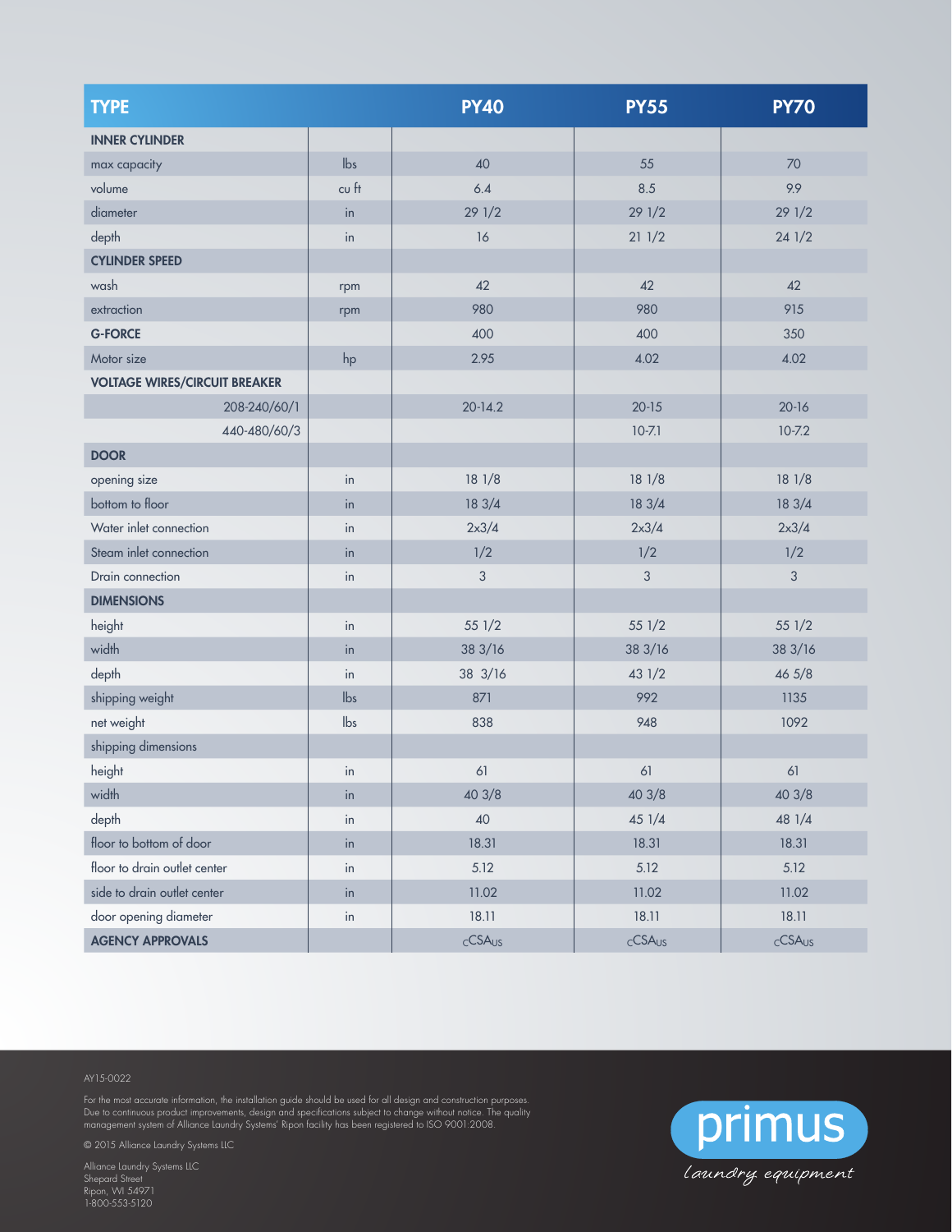| TYPE | | PY40 | PY55 | PY70 |
|---|---|---|---|---|
| **INNER CYLINDER** | | | | |
| max capacity | lbs | 40 | 55 | 70 |
| volume | cu ft | 6.4 | 8.5 | 9.9 |
| diameter | in | 29 1/2 | 29 1/2 | 29 1/2 |
| depth | in | 16 | 21 1/2 | 24 1/2 |
| **CYLINDER SPEED** | | | | |
| wash | rpm | 42 | 42 | 42 |
| extraction | rpm | 980 | 980 | 915 |
| **G-FORCE** | | 400 | 400 | 350 |
| Motor size | hp | 2.95 | 4.02 | 4.02 |
| **VOLTAGE WIRES/CIRCUIT BREAKER** | | | | |
| 208-240/60/1 | | 20-14.2 | 20-15 | 20-16 |
| 440-480/60/3 | | | 10-7.1 | 10-7.2 |
| **DOOR** | | | | |
| opening size | in | 18 1/8 | 18 1/8 | 18 1/8 |
| bottom to floor | in | 18 3/4 | 18 3/4 | 18 3/4 |
| Water inlet connection | in | 2x3/4 | 2x3/4 | 2x3/4 |
| Steam inlet connection | in | 1/2 | 1/2 | 1/2 |
| Drain connection | in | 3 | 3 | 3 |
| **DIMENSIONS** | | | | |
| height | in | 55 1/2 | 55 1/2 | 55 1/2 |
| width | in | 38 3/16 | 38 3/16 | 38 3/16 |
| depth | in | 38 3/16 | 43 1/2 | 46 5/8 |
| shipping weight | lbs | 871 | 992 | 1135 |
| net weight | lbs | 838 | 948 | 1092 |
| shipping dimensions | | | | |
| height | in | 61 | 61 | 61 |
| width | in | 40 3/8 | 40 3/8 | 40 3/8 |
| depth | in | 40 | 45 1/4 | 48 1/4 |
| floor to bottom of door | in | 18.31 | 18.31 | 18.31 |
| floor to drain outlet center | in | 5.12 | 5.12 | 5.12 |
| side to drain outlet center | in | 11.02 | 11.02 | 11.02 |
| door opening diameter | in | 18.11 | 18.11 | 18.11 |
| **AGENCY APPROVALS** | | cCSAus | cCSAus | cCSAus |

AY15-0022

For the most accurate information, the installation guide should be used for all design and construction purposes. Due to continuous product improvements, design and specifications subject to change without notice. The quality management system of Alliance Laundry Systems' Ripon facility has been registered to ISO 9001:2008.

© 2015 Alliance Laundry Systems LLC

Alliance Laundry Systems LLC
Shepard Street
Ripon, WI 54971
1-800-553-5120

primus
laundry equipment